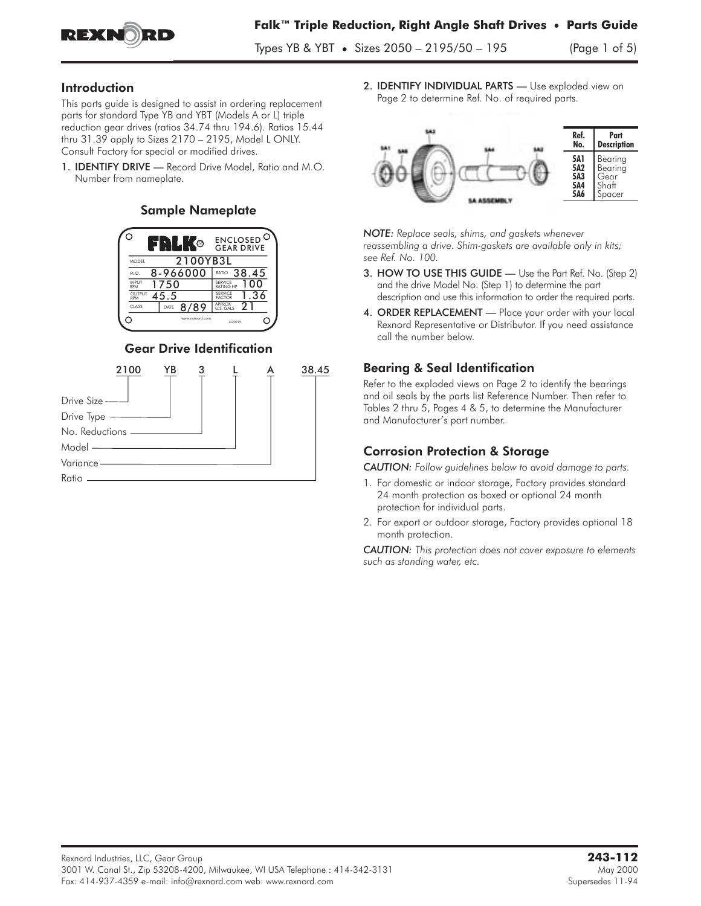## Introduction

This parts guide is designed to assist in ordering replacement parts for standard Type YB and YBT (Models A or L) triple reduction gear drives (ratios 34.74 thru 194.6). Ratios 15.44 thru 31.39 apply to Sizes 2170 – 2195, Model L ONLY. Consult Factory for special or modified drives.

1. **IDENTIFY DRIVE** — Record Drive Model, Ratio and M.O. Number from nameplate.

### Sample Nameplate

| FALK | ENCLOSED GEAR DRIVE |
|---|---|
| MODEL 2100YB3L | |
| M.O. 8-966000 | RATIO 38.45 |
| INPUT RPM 1750 | SERVICE RATING HP 100 |
| OUTPUT RPM 45.5 | SERVICE FACTOR 1.36 |
| CLASS / DATE 8/89 | APPROX U.S. GALS 21 |

### Gear Drive Identification

2100 YB 3 L A 38.45

- Drive Size — 2100
- Drive Type — YB
- No. Reductions — 3
- Model — L
- Variance — A
- Ratio — 38.45

2. **IDENTIFY INDIVIDUAL PARTS** — Use exploded view on Page 2 to determine Ref. No. of required parts.

| Ref. No. | Part Description |
|---|---|
| 5A1 | Bearing |
| 5A2 | Bearing |
| 5A3 | Gear |
| 5A4 | Shaft |
| 5A6 | Spacer |

5A ASSEMBLY

*NOTE: Replace seals, shims, and gaskets whenever reassembling a drive. Shim-gaskets are available only in kits; see Ref. No. 100.*

3. **HOW TO USE THIS GUIDE** — Use the Part Ref. No. (Step 2) and the drive Model No. (Step 1) to determine the part description and use this information to order the required parts.
4. **ORDER REPLACEMENT** — Place your order with your local Rexnord Representative or Distributor. If you need assistance call the number below.

## Bearing & Seal Identification

Refer to the exploded views on Page 2 to identify the bearings and oil seals by the parts list Reference Number. Then refer to Tables 2 thru 5, Pages 4 & 5, to determine the Manufacturer and Manufacturer's part number.

## Corrosion Protection & Storage

*CAUTION: Follow guidelines below to avoid damage to parts.*

1. For domestic or indoor storage, Factory provides standard 24 month protection as boxed or optional 24 month protection for individual parts.
2. For export or outdoor storage, Factory provides optional 18 month protection.

*CAUTION: This protection does not cover exposure to elements such as standing water, etc.*

Rexnord Industries, LLC, Gear Group
3001 W. Canal St., Zip 53208-4200, Milwaukee, WI USA Telephone : 414-342-3131
Fax: 414-937-4359 e-mail: info@rexnord.com web: www.rexnord.com

**243-112**
May 2000
Supersedes 11-94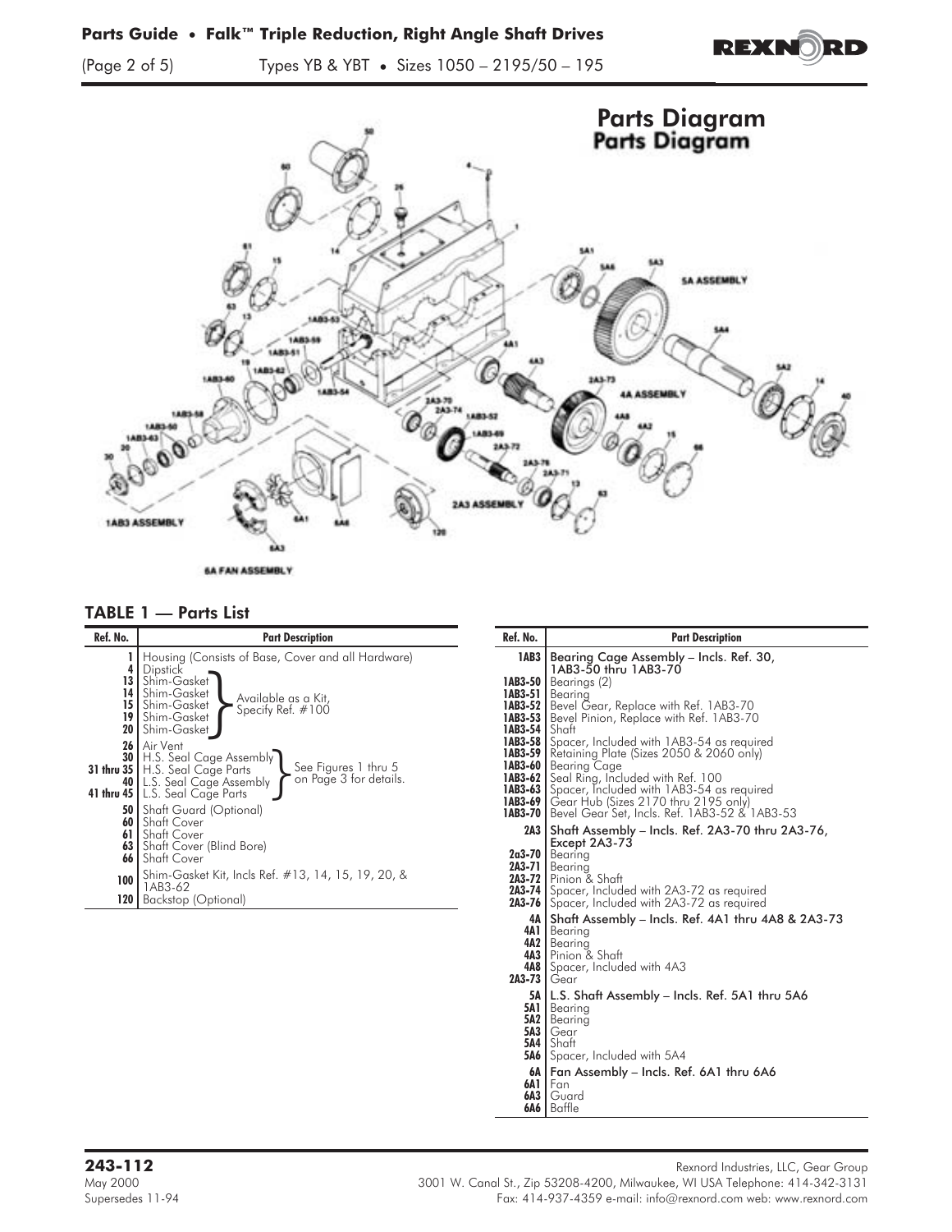## Parts Diagram

### TABLE 1 — Parts List

| Ref. No. | Part Description |
|---|---|
| 1 | Housing (Consists of Base, Cover and all Hardware) |
| 4 | Dipstick |
| 13 | Shim-Gasket — Available as a Kit, Specify Ref. #100 |
| 14 | Shim-Gasket — Available as a Kit, Specify Ref. #100 |
| 15 | Shim-Gasket — Available as a Kit, Specify Ref. #100 |
| 19 | Shim-Gasket — Available as a Kit, Specify Ref. #100 |
| 20 | Shim-Gasket — Available as a Kit, Specify Ref. #100 |
| 26 | Air Vent |
| 30 | H.S. Seal Cage Assembly — See Figures 1 thru 5 on Page 3 for details. |
| 31 thru 35 | H.S. Seal Cage Parts — See Figures 1 thru 5 on Page 3 for details. |
| 40 | L.S. Seal Cage Assembly — See Figures 1 thru 5 on Page 3 for details. |
| 41 thru 45 | L.S. Seal Cage Parts — See Figures 1 thru 5 on Page 3 for details. |
| 50 | Shaft Guard (Optional) |
| 60 | Shaft Cover |
| 61 | Shaft Cover |
| 63 | Shaft Cover (Blind Bore) |
| 66 | Shaft Cover |
| 100 | Shim-Gasket Kit, Incls Ref. #13, 14, 15, 19, 20, & 1AB3-62 |
| 120 | Backstop (Optional) |

| Ref. No. | Part Description |
|---|---|
| 1AB3 | Bearing Cage Assembly – Incls. Ref. 30, 1AB3-50 thru 1AB3-70 |
| 1AB3-50 | Bearings (2) |
| 1AB3-51 | Bearing |
| 1AB3-52 | Bevel Gear, Replace with Ref. 1AB3-70 |
| 1AB3-53 | Bevel Pinion, Replace with Ref. 1AB3-70 |
| 1AB3-54 | Shaft |
| 1AB3-58 | Spacer, Included with 1AB3-54 as required |
| 1AB3-59 | Retaining Plate (Sizes 2050 & 2060 only) |
| 1AB3-60 | Bearing Cage |
| 1AB3-62 | Seal Ring, Included with Ref. 100 |
| 1AB3-63 | Spacer, Included with 1AB3-54 as required |
| 1AB3-69 | Gear Hub (Sizes 2170 thru 2195 only) |
| 1AB3-70 | Bevel Gear Set, Incls. Ref. 1AB3-52 & 1AB3-53 |
| 2A3 | Shaft Assembly – Incls. Ref. 2A3-70 thru 2A3-76, Except 2A3-73 |
| 2a3-70 | Bearing |
| 2A3-71 | Bearing |
| 2A3-72 | Pinion & Shaft |
| 2A3-74 | Spacer, Included with 2A3-72 as required |
| 2A3-76 | Spacer, Included with 2A3-72 as required |
| 4A | Shaft Assembly – Incls. Ref. 4A1 thru 4A8 & 2A3-73 |
| 4A1 | Bearing |
| 4A2 | Bearing |
| 4A3 | Pinion & Shaft |
| 4A8 | Spacer, Included with 4A3 |
| 2A3-73 | Gear |
| 5A | L.S. Shaft Assembly – Incls. Ref. 5A1 thru 5A6 |
| 5A1 | Bearing |
| 5A2 | Bearing |
| 5A3 | Gear |
| 5A4 | Shaft |
| 5A6 | Spacer, Included with 5A4 |
| 6A | Fan Assembly – Incls. Ref. 6A1 thru 6A6 |
| 6A1 | Fan |
| 6A3 | Guard |
| 6A6 | Baffle |

**243-112**
May 2000
Supersedes 11-94

Rexnord Industries, LLC, Gear Group
3001 W. Canal St., Zip 53208-4200, Milwaukee, WI USA Telephone: 414-342-3131
Fax: 414-937-4359 e-mail: info@rexnord.com web: www.rexnord.com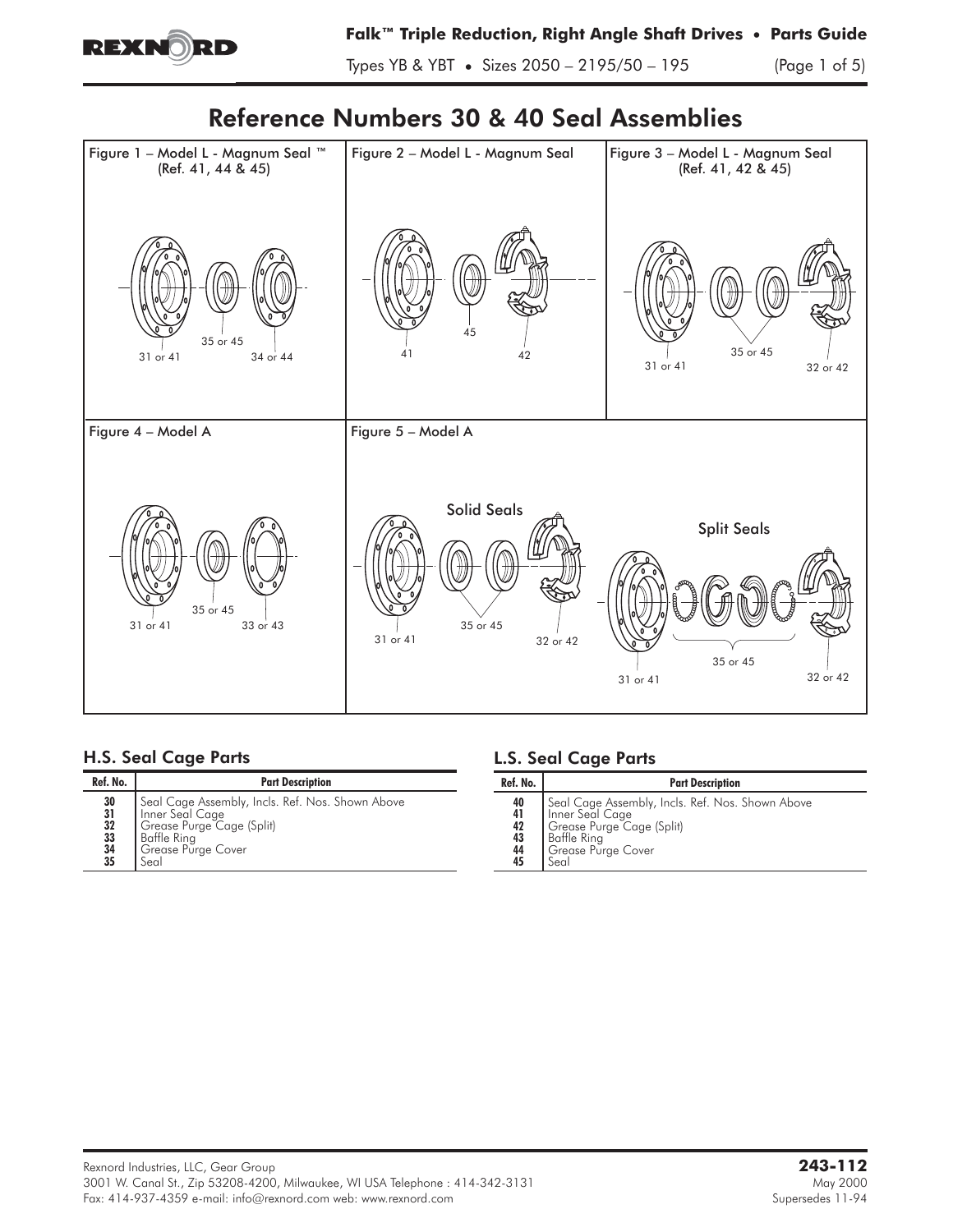# Reference Numbers 30 & 40 Seal Assemblies

Figure 1 – Model L - Magnum Seal ™ (Ref. 41, 44 & 45)

31 or 41 | 35 or 45 | 34 or 44

Figure 2 – Model L - Magnum Seal

41 | 45 | 42

Figure 3 – Model L - Magnum Seal (Ref. 41, 42 & 45)

31 or 41 | 35 or 45 | 32 or 42

Figure 4 – Model A

31 or 41 | 35 or 45 | 33 or 43

Figure 5 – Model A

Solid Seals

31 or 41 | 35 or 45 | 32 or 42

Split Seals

31 or 41 | 35 or 45 | 32 or 42

## H.S. Seal Cage Parts

| Ref. No. | Part Description |
|---|---|
| 30 | Seal Cage Assembly, Incls. Ref. Nos. Shown Above |
| 31 | Inner Seal Cage |
| 32 | Grease Purge Cage (Split) |
| 33 | Baffle Ring |
| 34 | Grease Purge Cover |
| 35 | Seal |

## L.S. Seal Cage Parts

| Ref. No. | Part Description |
|---|---|
| 40 | Seal Cage Assembly, Incls. Ref. Nos. Shown Above |
| 41 | Inner Seal Cage |
| 42 | Grease Purge Cage (Split) |
| 43 | Baffle Ring |
| 44 | Grease Purge Cover |
| 45 | Seal |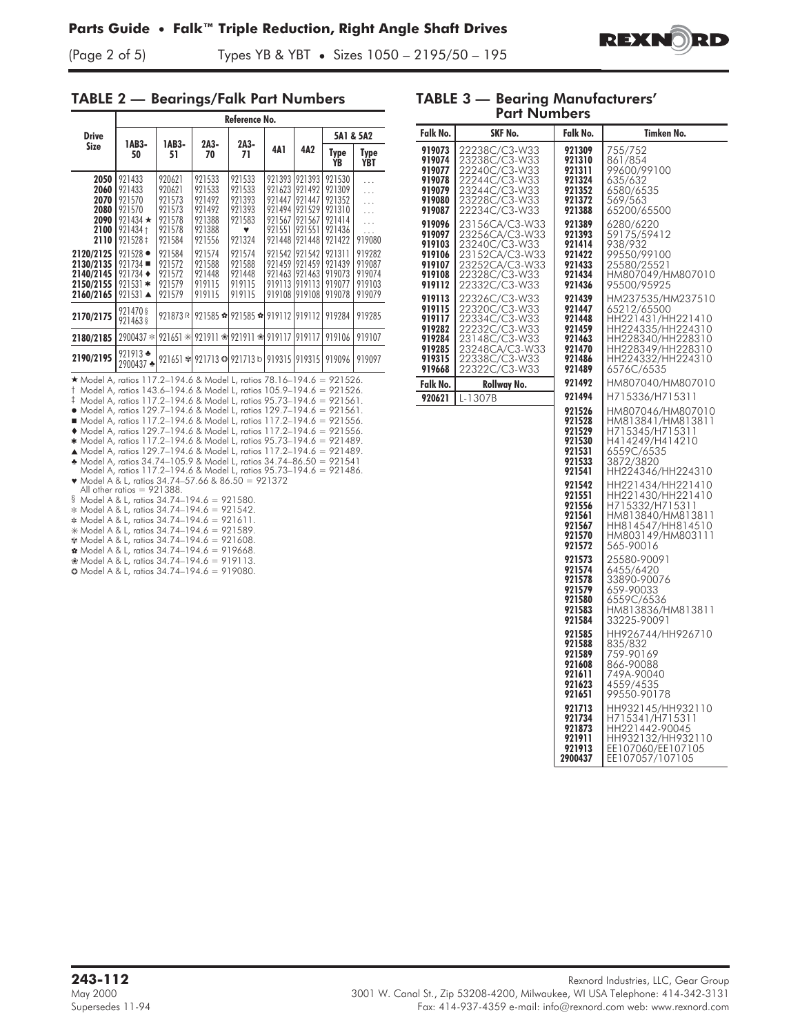## TABLE 2 — Bearings/Falk Part Numbers

| Drive Size | Reference No. | | | | | | | |
|---|---|---|---|---|---|---|---|---|
| | 1AB3-50 | 1AB3-51 | 2A3-70 | 2A3-71 | 4A1 | 4A2 | 5A1 & 5A2 Type YB | 5A1 & 5A2 Type YBT |
| 2050 | 921433 | 920621 | 921533 | 921533 | 921393 | 921393 | 921530 | . . . |
| 2060 | 921433 | 920621 | 921533 | 921533 | 921623 | 921492 | 921309 | . . . |
| 2070 | 921570 | 921573 | 921492 | 921393 | 921447 | 921447 | 921352 | . . . |
| 2080 | 921570 | 921573 | 921492 | 921393 | 921494 | 921529 | 921310 | . . . |
| 2090 | 921434 ★ | 921578 | 921388 | 921583 | 921567 | 921567 | 921414 | . . . |
| 2100 | 921434 † | 921578 | 921388 | ♥ | 921551 | 921551 | 921436 | . . . |
| 2110 | 921528 ‡ | 921584 | 921556 | 921324 | 921448 | 921448 | 921422 | 919080 |
| 2120/2125 | 921528 ● | 921584 | 921574 | 921574 | 921542 | 921542 | 921311 | 919282 |
| 2130/2135 | 921734 ■ | 921572 | 921588 | 921588 | 921459 | 921459 | 921439 | 919087 |
| 2140/2145 | 921734 ♦ | 921572 | 921448 | 921448 | 921463 | 921463 | 919073 | 919074 |
| 2150/2155 | 921531 ∗ | 921579 | 919115 | 919115 | 919113 | 919113 | 919077 | 919103 |
| 2160/2165 | 921531 ▲ | 921579 | 919115 | 919115 | 919108 | 919108 | 919078 | 919079 |
| 2170/2175 | 921470 § 921463 § | 921873 R | 921585 ✿ | 921585 ✿ | 919112 | 919112 | 919284 | 919285 |
| 2180/2185 | 2900437 ✻ | 921651 ✳ | 921911 ❀ | 921911 ❀ | 919117 | 919117 | 919106 | 919107 |
| 2190/2195 | 921913 ♣ 2900437 ♣ | 921651 ✾ | 921713 ✪ | 921713 b | 919315 | 919315 | 919096 | 919097 |

★ Model A, ratios 117.2–194.6 & Model L, ratios 78.16–194.6 = 921526.
† Model A, ratios 143.6–194.6 & Model L, ratios 105.9–194.6 = 921526.
‡ Model A, ratios 117.2–194.6 & Model L, ratios 95.73–194.6 = 921561.
● Model A, ratios 129.7–194.6 & Model L, ratios 129.7–194.6 = 921561.
■ Model A, ratios 117.2–194.6 & Model L, ratios 117.2–194.6 = 921556.
♦ Model A, ratios 129.7–194.6 & Model L, ratios 117.2–194.6 = 921556.
∗ Model A, ratios 117.2–194.6 & Model L, ratios 95.73–194.6 = 921489.
▲ Model A, ratios 129.7–194.6 & Model L, ratios 117.2–194.6 = 921489.
♣ Model A, ratios 34.74–105.9 & Model L, ratios 34.74–86.50 = 921541
Model A, ratios 117.2–194.6 & Model L, ratios 95.73–194.6 = 921486.
♥ Model A & L, ratios 34.74–57.66 & 86.50 = 921372
All other ratios = 921388.
§ Model A & L, ratios 34.74–194.6 = 921580.
✻ Model A & L, ratios 34.74–194.6 = 921542.
✲ Model A & L, ratios 34.74–194.6 = 921611.
✳ Model A & L, ratios 34.74–194.6 = 921589.
✾ Model A & L, ratios 34.74–194.6 = 921608.
✿ Model A & L, ratios 34.74–194.6 = 919668.
❀ Model A & L, ratios 34.74–194.6 = 919113.
✪ Model A & L, ratios 34.74–194.6 = 919080.

## TABLE 3 — Bearing Manufacturers' Part Numbers

| Falk No. | SKF No. |
|---|---|
| 919073 | 22238C/C3-W33 |
| 919074 | 23238C/C3-W33 |
| 919077 | 22240C/C3-W33 |
| 919078 | 22244C/C3-W33 |
| 919079 | 23244C/C3-W33 |
| 919080 | 23228C/C3-W33 |
| 919087 | 22234C/C3-W33 |
| 919096 | 23156CA/C3-W33 |
| 919097 | 23256CA/C3-W33 |
| 919103 | 23240C/C3-W33 |
| 919106 | 23152CA/C3-W33 |
| 919107 | 23252CA/C3-W33 |
| 919108 | 22328C/C3-W33 |
| 919112 | 22332C/C3-W33 |
| 919113 | 22326C/C3-W33 |
| 919115 | 22320C/C3-W33 |
| 919117 | 22334C/C3-W33 |
| 919282 | 22232C/C3-W33 |
| 919284 | 23148C/C3-W33 |
| 919285 | 23248CA/C3-W33 |
| 919315 | 22338C/C3-W33 |
| 919668 | 22322C/C3-W33 |

| Falk No. | Rollway No. |
|---|---|
| 920621 | L-1307B |

| Falk No. | Timken No. |
|---|---|
| 921309 | 755/752 |
| 921310 | 861/854 |
| 921311 | 99600/99100 |
| 921324 | 635/632 |
| 921352 | 6580/6535 |
| 921372 | 569/563 |
| 921388 | 65200/65500 |
| 921389 | 6280/6220 |
| 921393 | 59175/59412 |
| 921414 | 938/932 |
| 921422 | 99550/99100 |
| 921433 | 25580/25521 |
| 921434 | HM807049/HM807010 |
| 921436 | 95500/95925 |
| 921439 | HM237535/HM237510 |
| 921447 | 65212/65500 |
| 921448 | HH221431/HH221410 |
| 921459 | HH224335/HH224310 |
| 921463 | HH228340/HH228310 |
| 921470 | HH228349/HH228310 |
| 921486 | HH224332/HH224310 |
| 921489 | 6576C/6535 |
| 921492 | HM807040/HM807010 |
| 921494 | H715336/H715311 |
| 921526 | HM807046/HM807010 |
| 921528 | HM813841/HM813811 |
| 921529 | H715345/H715311 |
| 921530 | H414249/H414210 |
| 921531 | 6559C/6535 |
| 921533 | 3872/3820 |
| 921541 | HH224346/HH224310 |
| 921542 | HH221434/HH221410 |
| 921551 | HH221430/HH221410 |
| 921556 | H715332/H715311 |
| 921561 | HM813840/HM813811 |
| 921567 | HH814547/HH814510 |
| 921570 | HM803149/HM803111 |
| 921572 | 565-90016 |
| 921573 | 25580-90091 |
| 921574 | 6455/6420 |
| 921578 | 33890-90076 |
| 921579 | 659-90033 |
| 921580 | 6559C/6536 |
| 921583 | HM813836/HM813811 |
| 921584 | 33225-90091 |
| 921585 | HH926744/HH926710 |
| 921588 | 835/832 |
| 921589 | 759-90169 |
| 921608 | 866-90088 |
| 921611 | 749A-90040 |
| 921623 | 4559/4535 |
| 921651 | 99550-90178 |
| 921713 | HH932145/HH932110 |
| 921734 | H715341/H715311 |
| 921873 | HH221442-90045 |
| 921911 | HH932132/HH932110 |
| 921913 | EE107060/EE107105 |
| 2900437 | EE107057/107105 |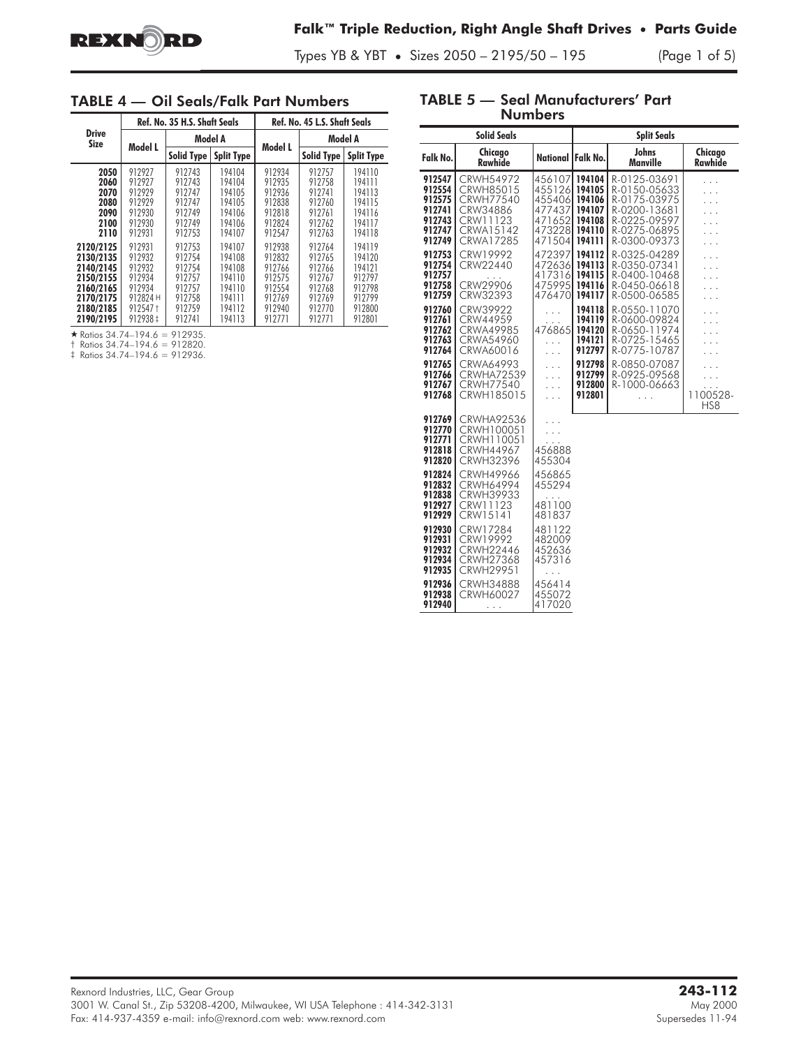## TABLE 4 — Oil Seals/Falk Part Numbers

| Drive Size | Ref. No. 35 H.S. Shaft Seals | | | Ref. No. 45 L.S. Shaft Seals | | |
|---|---|---|---|---|---|---|
| | Model L | Model A | | Model L | Model A | |
| | | Solid Type | Split Type | | Solid Type | Split Type |
| **2050** | 912927 | 912743 | 194104 | 912934 | 912757 | 194110 |
| **2060** | 912927 | 912743 | 194104 | 912935 | 912758 | 194111 |
| **2070** | 912929 | 912747 | 194105 | 912936 | 912741 | 194113 |
| **2080** | 912929 | 912747 | 194105 | 912838 | 912760 | 194115 |
| **2090** | 912930 | 912749 | 194106 | 912818 | 912761 | 194116 |
| **2100** | 912930 | 912749 | 194106 | 912824 | 912762 | 194117 |
| **2110** | 912931 | 912753 | 194107 | 912547 | 912763 | 194118 |
| **2120/2125** | 912931 | 912753 | 194107 | 912938 | 912764 | 194119 |
| **2130/2135** | 912932 | 912754 | 194108 | 912832 | 912765 | 194120 |
| **2140/2145** | 912932 | 912754 | 194108 | 912766 | 912766 | 194121 |
| **2150/2155** | 912934 | 912757 | 194110 | 912575 | 912767 | 912797 |
| **2160/2165** | 912934 | 912757 | 194110 | 912554 | 912768 | 912798 |
| **2170/2175** | 912824 ★ | 912758 | 194111 | 912769 | 912769 | 912799 |
| **2180/2185** | 912547 † | 912759 | 194112 | 912940 | 912770 | 912800 |
| **2190/2195** | 912938 ‡ | 912741 | 194113 | 912771 | 912771 | 912801 |

★ Ratios 34.74–194.6 = 912935.
† Ratios 34.74–194.6 = 912820.
‡ Ratios 34.74–194.6 = 912936.

## TABLE 5 — Seal Manufacturers' Part Numbers

| Solid Seals | | | Split Seals | | |
|---|---|---|---|---|---|
| Falk No. | Chicago Rawhide | National | Falk No. | Johns Manville | Chicago Rawhide |
| **912547** | CRWH54972 | 456107 | **194104** | R-0125-03691 | . . . |
| **912554** | CRWH85015 | 455126 | **194105** | R-0150-05633 | . . . |
| **912575** | CRWH77540 | 455406 | **194106** | R-0175-03975 | . . . |
| **912741** | CRW34886 | 477437 | **194107** | R-0200-13681 | . . . |
| **912743** | CRW11123 | 471652 | **194108** | R-0225-09597 | . . . |
| **912747** | CRWA15142 | 473228 | **194110** | R-0275-06895 | . . . |
| **912749** | CRWA17285 | 471504 | **194111** | R-0300-09373 | . . . |
| **912753** | CRW19992 | 472397 | **194112** | R-0325-04289 | . . . |
| **912754** | CRW22440 | 472636 | **194113** | R-0350-07341 | . . . |
| **912757** | . . . | 417316 | **194115** | R-0400-10468 | . . . |
| **912758** | CRW29906 | 475995 | **194116** | R-0450-06618 | . . . |
| **912759** | CRW32393 | 476470 | **194117** | R-0500-06585 | . . . |
| **912760** | CRW39922 | . . . | **194118** | R-0550-11070 | . . . |
| **912761** | CRW44959 | . . . | **194119** | R-0600-09824 | . . . |
| **912762** | CRWA49985 | 476865 | **194120** | R-0650-11974 | . . . |
| **912763** | CRWA54960 | . . . | **194121** | R-0725-15465 | . . . |
| **912764** | CRWA60016 | . . . | **912797** | R-0775-10787 | . . . |
| **912765** | CRWA64993 | . . . | **912798** | R-0850-07087 | . . . |
| **912766** | CRWHA72539 | . . . | **912799** | R-0925-09568 | . . . |
| **912767** | CRWH77540 | . . . | **912800** | R-1000-06663 | . . . |
| **912768** | CRWH185015 | . . . | **912801** | . . . | 1100528-HS8 |
| **912769** | CRWHA92536 | . . . | | | |
| **912770** | CRWH100051 | . . . | | | |
| **912771** | CRWH110051 | . . . | | | |
| **912818** | CRWH44967 | 456888 | | | |
| **912820** | CRWH32396 | 455304 | | | |
| **912824** | CRWH49966 | 456865 | | | |
| **912832** | CRWH64994 | 455294 | | | |
| **912838** | CRWH39933 | . . . | | | |
| **912927** | CRW11123 | 481100 | | | |
| **912929** | CRW15141 | 481837 | | | |
| **912930** | CRW17284 | 481122 | | | |
| **912931** | CRW19992 | 482009 | | | |
| **912932** | CRWH22446 | 452636 | | | |
| **912934** | CRWH27368 | 457316 | | | |
| **912935** | CRWH29951 | . . . | | | |
| **912936** | CRWH34888 | 456414 | | | |
| **912938** | CRWH60027 | 455072 | | | |
| **912940** | . . . | 417020 | | | |

Rexnord Industries, LLC, Gear Group
3001 W. Canal St., Zip 53208-4200, Milwaukee, WI USA Telephone : 414-342-3131
Fax: 414-937-4359 e-mail: info@rexnord.com web: www.rexnord.com

**243-112**
May 2000
Supersedes 11-94